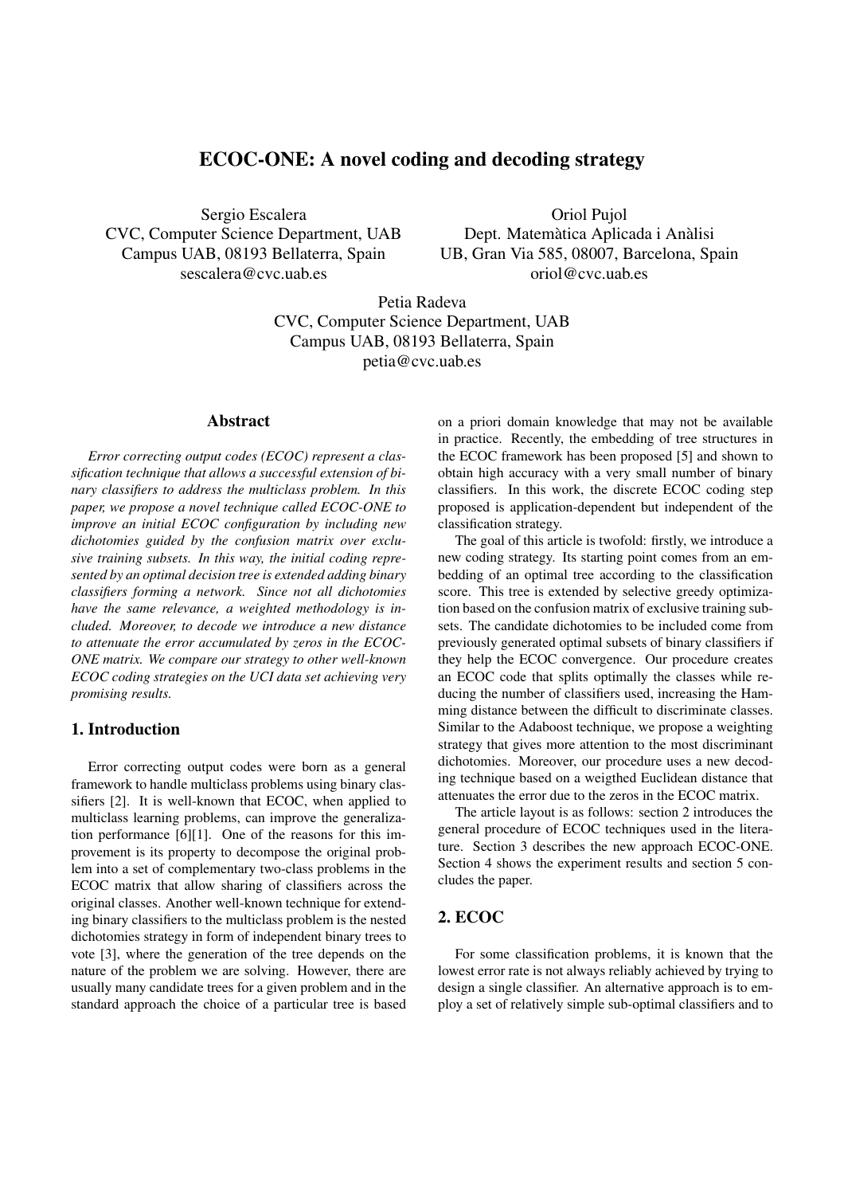# ECOC-ONE: A novel coding and decoding strategy

Sergio Escalera
CVC, Computer Science Department, UAB
Campus UAB, 08193 Bellaterra, Spain
sescalera@cvc.uab.es

Oriol Pujol
Dept. Matemàtica Aplicada i Anàlisi
UB, Gran Via 585, 08007, Barcelona, Spain
oriol@cvc.uab.es

Petia Radeva
CVC, Computer Science Department, UAB
Campus UAB, 08193 Bellaterra, Spain
petia@cvc.uab.es

## Abstract

*Error correcting output codes (ECOC) represent a classification technique that allows a successful extension of binary classifiers to address the multiclass problem. In this paper, we propose a novel technique called ECOC-ONE to improve an initial ECOC configuration by including new dichotomies guided by the confusion matrix over exclusive training subsets. In this way, the initial coding represented by an optimal decision tree is extended adding binary classifiers forming a network. Since not all dichotomies have the same relevance, a weighted methodology is included. Moreover, to decode we introduce a new distance to attenuate the error accumulated by zeros in the ECOC-ONE matrix. We compare our strategy to other well-known ECOC coding strategies on the UCI data set achieving very promising results.*

## 1. Introduction

Error correcting output codes were born as a general framework to handle multiclass problems using binary classifiers [2]. It is well-known that ECOC, when applied to multiclass learning problems, can improve the generalization performance [6][1]. One of the reasons for this improvement is its property to decompose the original problem into a set of complementary two-class problems in the ECOC matrix that allow sharing of classifiers across the original classes. Another well-known technique for extending binary classifiers to the multiclass problem is the nested dichotomies strategy in form of independent binary trees to vote [3], where the generation of the tree depends on the nature of the problem we are solving. However, there are usually many candidate trees for a given problem and in the standard approach the choice of a particular tree is based on a priori domain knowledge that may not be available in practice. Recently, the embedding of tree structures in the ECOC framework has been proposed [5] and shown to obtain high accuracy with a very small number of binary classifiers. In this work, the discrete ECOC coding step proposed is application-dependent but independent of the classification strategy.

The goal of this article is twofold: firstly, we introduce a new coding strategy. Its starting point comes from an embedding of an optimal tree according to the classification score. This tree is extended by selective greedy optimization based on the confusion matrix of exclusive training subsets. The candidate dichotomies to be included come from previously generated optimal subsets of binary classifiers if they help the ECOC convergence. Our procedure creates an ECOC code that splits optimally the classes while reducing the number of classifiers used, increasing the Hamming distance between the difficult to discriminate classes. Similar to the Adaboost technique, we propose a weighting strategy that gives more attention to the most discriminant dichotomies. Moreover, our procedure uses a new decoding technique based on a weigthed Euclidean distance that attenuates the error due to the zeros in the ECOC matrix.

The article layout is as follows: section 2 introduces the general procedure of ECOC techniques used in the literature. Section 3 describes the new approach ECOC-ONE. Section 4 shows the experiment results and section 5 concludes the paper.

## 2. ECOC

For some classification problems, it is known that the lowest error rate is not always reliably achieved by trying to design a single classifier. An alternative approach is to employ a set of relatively simple sub-optimal classifiers and to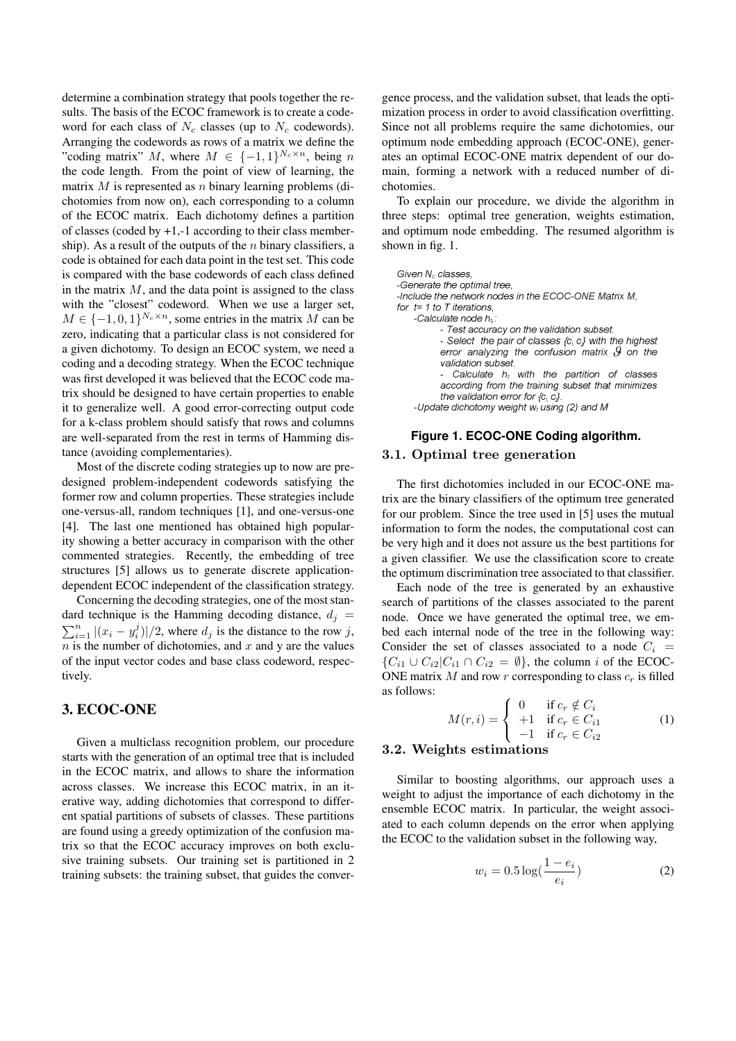determine a combination strategy that pools together the results. The basis of the ECOC framework is to create a codeword for each class of $N_c$ classes (up to $N_c$ codewords). Arranging the codewords as rows of a matrix we define the "coding matrix" $M$, where $M \in \{-1, 1\}^{N_c \times n}$, being $n$ the code length. From the point of view of learning, the matrix $M$ is represented as $n$ binary learning problems (dichotomies from now on), each corresponding to a column of the ECOC matrix. Each dichotomy defines a partition of classes (coded by +1,-1 according to their class membership). As a result of the outputs of the $n$ binary classifiers, a code is obtained for each data point in the test set. This code is compared with the base codewords of each class defined in the matrix $M$, and the data point is assigned to the class with the "closest" codeword. When we use a larger set, $M \in \{-1, 0, 1\}^{N_c \times n}$, some entries in the matrix $M$ can be zero, indicating that a particular class is not considered for a given dichotomy. To design an ECOC system, we need a coding and a decoding strategy. When the ECOC technique was first developed it was believed that the ECOC code matrix should be designed to have certain properties to enable it to generalize well. A good error-correcting output code for a k-class problem should satisfy that rows and columns are well-separated from the rest in terms of Hamming distance (avoiding complementaries).

Most of the discrete coding strategies up to now are predesigned problem-independent codewords satisfying the former row and column properties. These strategies include one-versus-all, random techniques [1], and one-versus-one [4]. The last one mentioned has obtained high popularity showing a better accuracy in comparison with the other commented strategies. Recently, the embedding of tree structures [5] allows us to generate discrete application-dependent ECOC independent of the classification strategy.

Concerning the decoding strategies, one of the most standard technique is the Hamming decoding distance, $d_j = \sum_{i=1}^{n} |(x_i - y_i^j)|/2$, where $d_j$ is the distance to the row $j$, $n$ is the number of dichotomies, and $x$ and y are the values of the input vector codes and base class codeword, respectively.

## 3. ECOC-ONE

Given a multiclass recognition problem, our procedure starts with the generation of an optimal tree that is included in the ECOC matrix, and allows to share the information across classes. We increase this ECOC matrix, in an iterative way, adding dichotomies that correspond to different spatial partitions of subsets of classes. These partitions are found using a greedy optimization of the confusion matrix so that the ECOC accuracy improves on both exclusive training subsets. Our training set is partitioned in 2 training subsets: the training subset, that guides the convergence process, and the validation subset, that leads the optimization process in order to avoid classification overfitting. Since not all problems require the same dichotomies, our optimum node embedding approach (ECOC-ONE), generates an optimal ECOC-ONE matrix dependent of our domain, forming a network with a reduced number of dichotomies.

To explain our procedure, we divide the algorithm in three steps: optimal tree generation, weights estimation, and optimum node embedding. The resumed algorithm is shown in fig. 1.

*Given $N_c$ classes,*
*-Generate the optimal tree,*
*-Include the network nodes in the ECOC-ONE Matrix M,*
*for t= 1 to T iterations,*
*-Calculate node $h_t$:*
*- Test accuracy on the validation subset.*
*- Select the pair of classes $\{c_i, c_j\}$ with the highest error analyzing the confusion matrix $\vartheta$ on the validation subset.*
*- Calculate $h_t$ with the partition of classes according from the training subset that minimizes the validation error for $\{c_i, c_j\}$.*
*-Update dichotomy weight $w_t$ using (2) and M*

**Figure 1. ECOC-ONE Coding algorithm.**

### 3.1. Optimal tree generation

The first dichotomies included in our ECOC-ONE matrix are the binary classifiers of the optimum tree generated for our problem. Since the tree used in [5] uses the mutual information to form the nodes, the computational cost can be very high and it does not assure us the best partitions for a given classifier. We use the classification score to create the optimum discrimination tree associated to that classifier.

Each node of the tree is generated by an exhaustive search of partitions of the classes associated to the parent node. Once we have generated the optimal tree, we embed each internal node of the tree in the following way: Consider the set of classes associated to a node $C_i = \{C_{i1} \cup C_{i2} | C_{i1} \cap C_{i2} = \emptyset\}$, the column $i$ of the ECOC-ONE matrix $M$ and row $r$ corresponding to class $c_r$ is filled as follows:

$$M(r, i) = \begin{cases} 0 & \text{if } c_r \notin C_i \\ +1 & \text{if } c_r \in C_{i1} \\ -1 & \text{if } c_r \in C_{i2} \end{cases} \tag{1}$$

### 3.2. Weights estimations

Similar to boosting algorithms, our approach uses a weight to adjust the importance of each dichotomy in the ensemble ECOC matrix. In particular, the weight associated to each column depends on the error when applying the ECOC to the validation subset in the following way,

$$w_i = 0.5 \log\left(\frac{1 - e_i}{e_i}\right) \tag{2}$$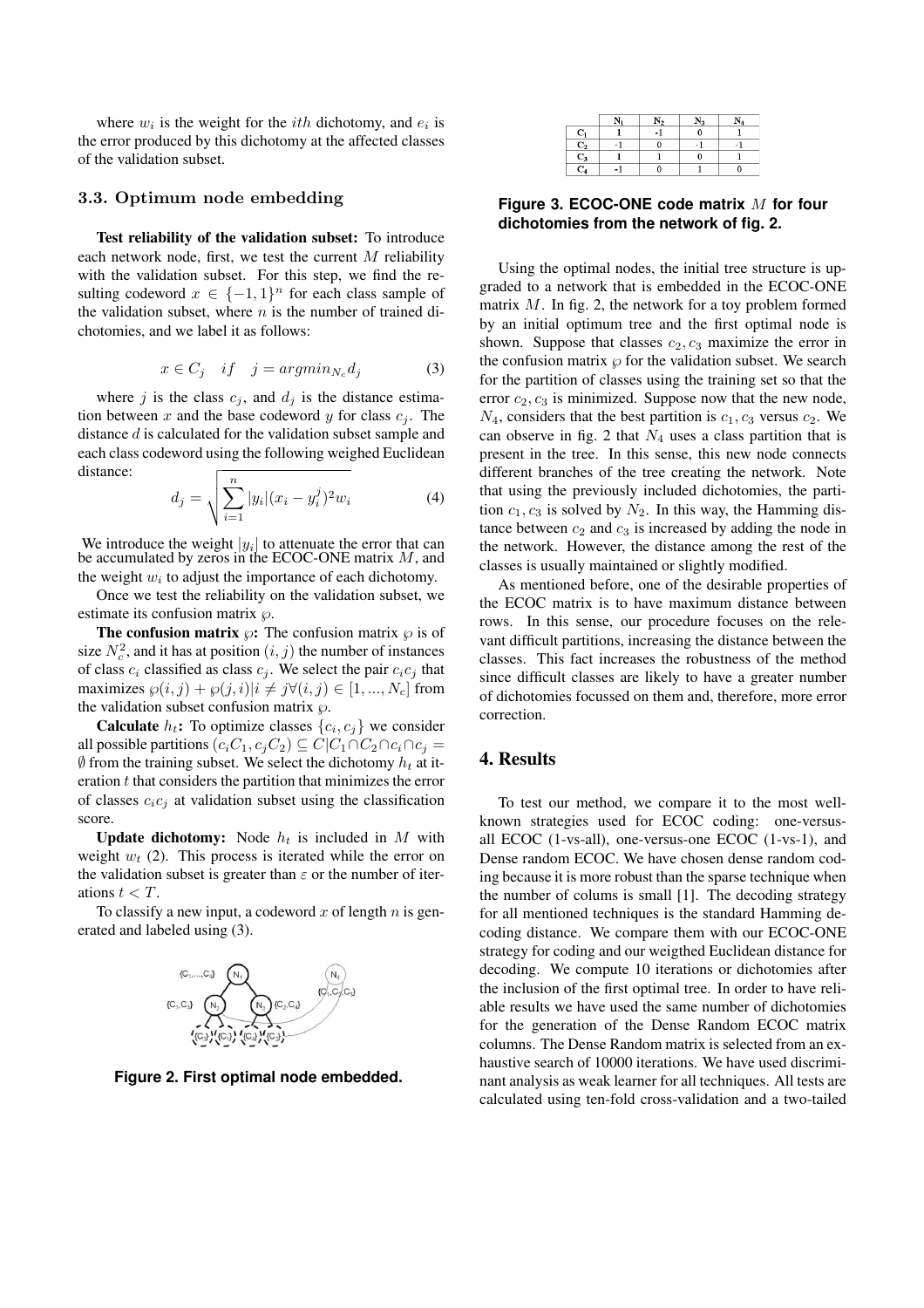where $w_i$ is the weight for the $ith$ dichotomy, and $e_i$ is the error produced by this dichotomy at the affected classes of the validation subset.

### 3.3. Optimum node embedding

**Test reliability of the validation subset:** To introduce each network node, first, we test the current $M$ reliability with the validation subset. For this step, we find the resulting codeword $x \in \{-1, 1\}^n$ for each class sample of the validation subset, where $n$ is the number of trained dichotomies, and we label it as follows:

$$x \in C_j \quad if \quad j = argmin_{N_c} d_j \tag{3}$$

where $j$ is the class $c_j$, and $d_j$ is the distance estimation between $x$ and the base codeword $y$ for class $c_j$. The distance $d$ is calculated for the validation subset sample and each class codeword using the following weighed Euclidean distance:

$$d_j = \sqrt{\sum_{i=1}^{n} |y_i|(x_i - y_i^j)^2 w_i} \tag{4}$$

We introduce the weight $|y_i|$ to attenuate the error that can be accumulated by zeros in the ECOC-ONE matrix $M$, and the weight $w_i$ to adjust the importance of each dichotomy.

Once we test the reliability on the validation subset, we estimate its confusion matrix $\wp$.

**The confusion matrix** $\wp$**:** The confusion matrix $\wp$ is of size $N_c^2$, and it has at position $(i, j)$ the number of instances of class $c_i$ classified as class $c_j$. We select the pair $c_i c_j$ that maximizes $\wp(i, j) + \wp(j, i) | i \neq j \forall (i, j) \in [1, ..., N_c]$ from the validation subset confusion matrix $\wp$.

**Calculate** $h_t$**:** To optimize classes $\{c_i, c_j\}$ we consider all possible partitions $(c_i C_1, c_j C_2) \subseteq C | C_1 \cap C_2 \cap c_i \cap c_j = \emptyset$ from the training subset. We select the dichotomy $h_t$ at iteration $t$ that considers the partition that minimizes the error of classes $c_i c_j$ at validation subset using the classification score.

**Update dichotomy:** Node $h_t$ is included in $M$ with weight $w_t$ (2). This process is iterated while the error on the validation subset is greater than $\varepsilon$ or the number of iterations $t < T$.

To classify a new input, a codeword $x$ of length $n$ is generated and labeled using (3).

**Figure 2. First optimal node embedded.**

|  | $N_1$ | $N_2$ | $N_3$ | $N_4$ |
|---|---|---|---|---|
| $C_1$ | 1 | -1 | 0 | 1 |
| $C_2$ | -1 | 0 | -1 | -1 |
| $C_3$ | 1 | 1 | 0 | 1 |
| $C_4$ | -1 | 0 | 1 | 0 |

**Figure 3. ECOC-ONE code matrix $M$ for four dichotomies from the network of fig. 2.**

Using the optimal nodes, the initial tree structure is upgraded to a network that is embedded in the ECOC-ONE matrix $M$. In fig. 2, the network for a toy problem formed by an initial optimum tree and the first optimal node is shown. Suppose that classes $c_2, c_3$ maximize the error in the confusion matrix $\wp$ for the validation subset. We search for the partition of classes using the training set so that the error $c_2, c_3$ is minimized. Suppose now that the new node, $N_4$, considers that the best partition is $c_1, c_3$ versus $c_2$. We can observe in fig. 2 that $N_4$ uses a class partition that is present in the tree. In this sense, this new node connects different branches of the tree creating the network. Note that using the previously included dichotomies, the partition $c_1, c_3$ is solved by $N_2$. In this way, the Hamming distance between $c_2$ and $c_3$ is increased by adding the node in the network. However, the distance among the rest of the classes is usually maintained or slightly modified.

As mentioned before, one of the desirable properties of the ECOC matrix is to have maximum distance between rows. In this sense, our procedure focuses on the relevant difficult partitions, increasing the distance between the classes. This fact increases the robustness of the method since difficult classes are likely to have a greater number of dichotomies focussed on them and, therefore, more error correction.

## 4. Results

To test our method, we compare it to the most well-known strategies used for ECOC coding: one-versus-all ECOC (1-vs-all), one-versus-one ECOC (1-vs-1), and Dense random ECOC. We have chosen dense random coding because it is more robust than the sparse technique when the number of colums is small [1]. The decoding strategy for all mentioned techniques is the standard Hamming decoding distance. We compare them with our ECOC-ONE strategy for coding and our weigthed Euclidean distance for decoding. We compute 10 iterations or dichotomies after the inclusion of the first optimal tree. In order to have reliable results we have used the same number of dichotomies for the generation of the Dense Random ECOC matrix columns. The Dense Random matrix is selected from an exhaustive search of 10000 iterations. We have used discriminant analysis as weak learner for all techniques. All tests are calculated using ten-fold cross-validation and a two-tailed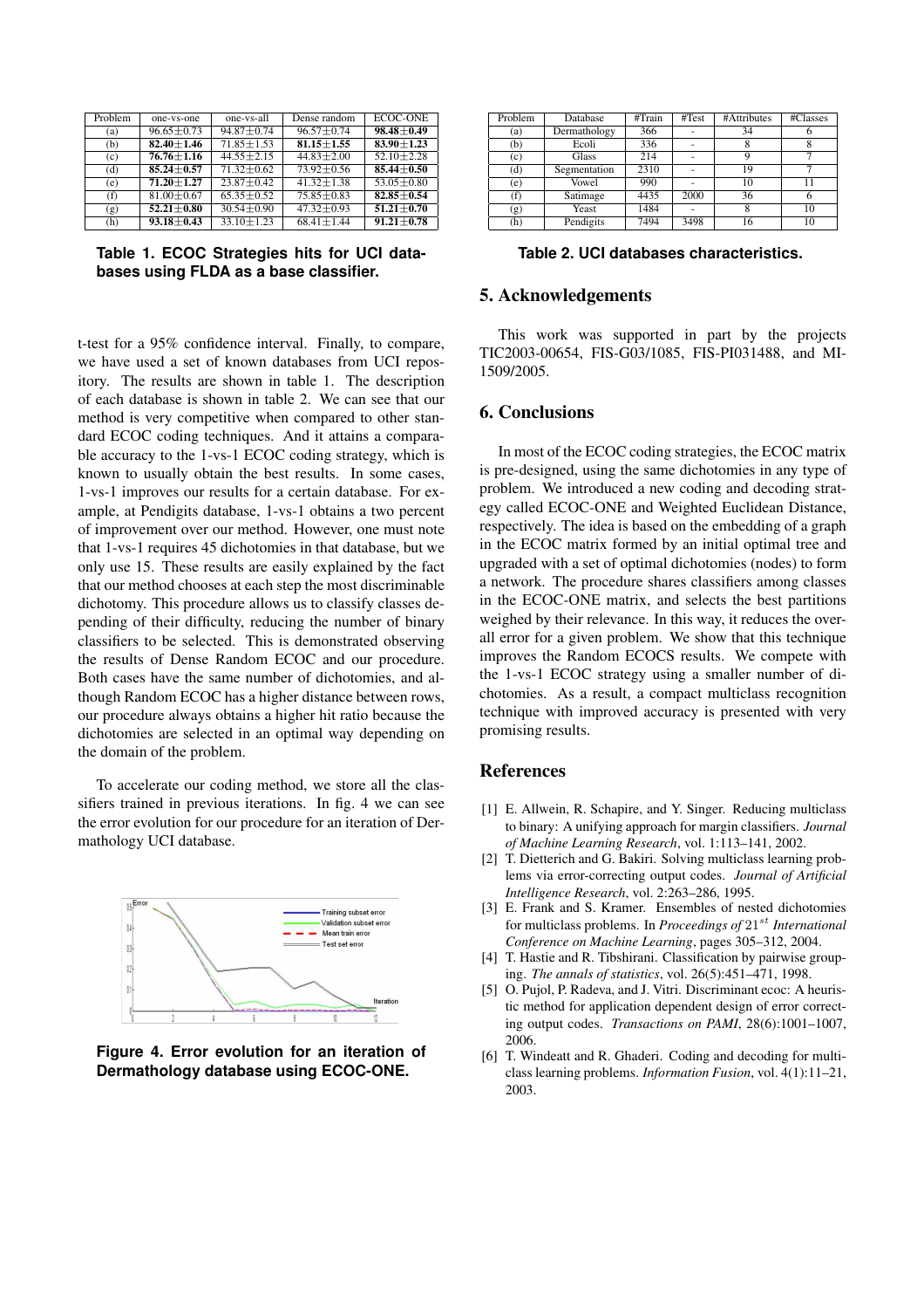| Problem | one-vs-one | one-vs-all | Dense random | ECOC-ONE |
|---|---|---|---|---|
| (a) | 96.65±0.73 | 94.87±0.74 | 96.57±0.74 | **98.48±0.49** |
| (b) | **82.40±1.46** | 71.85±1.53 | **81.15±1.55** | **83.90±1.23** |
| (c) | **76.76±1.16** | 44.55±2.15 | 44.83±2.00 | 52.10±2.28 |
| (d) | **85.24±0.57** | 71.32±0.62 | 73.92±0.56 | **85.44±0.50** |
| (e) | **71.20±1.27** | 23.87±0.42 | 41.32±1.38 | 53.05±0.80 |
| (f) | 81.00±0.67 | 65.35±0.52 | 75.85±0.83 | **82.85±0.54** |
| (g) | **52.21±0.80** | 30.54±0.90 | 47.32±0.93 | **51.21±0.70** |
| (h) | **93.18±0.43** | 33.10±1.23 | 68.41±1.44 | **91.21±0.78** |

**Table 1. ECOC Strategies hits for UCI databases using FLDA as a base classifier.**

t-test for a 95% confidence interval. Finally, to compare, we have used a set of known databases from UCI repository. The results are shown in table 1. The description of each database is shown in table 2. We can see that our method is very competitive when compared to other standard ECOC coding techniques. And it attains a comparable accuracy to the 1-vs-1 ECOC coding strategy, which is known to usually obtain the best results. In some cases, 1-vs-1 improves our results for a certain database. For example, at Pendigits database, 1-vs-1 obtains a two percent of improvement over our method. However, one must note that 1-vs-1 requires 45 dichotomies in that database, but we only use 15. These results are easily explained by the fact that our method chooses at each step the most discriminable dichotomy. This procedure allows us to classify classes depending of their difficulty, reducing the number of binary classifiers to be selected. This is demonstrated observing the results of Dense Random ECOC and our procedure. Both cases have the same number of dichotomies, and although Random ECOC has a higher distance between rows, our procedure always obtains a higher hit ratio because the dichotomies are selected in an optimal way depending on the domain of the problem.

To accelerate our coding method, we store all the classifiers trained in previous iterations. In fig. 4 we can see the error evolution for our procedure for an iteration of Dermathology UCI database.

Error
Training subset error
Validation subset error
Mean train error
Test set error
Iteration

**Figure 4. Error evolution for an iteration of Dermathology database using ECOC-ONE.**

| Problem | Database | #Train | #Test | #Attributes | #Classes |
|---|---|---|---|---|---|
| (a) | Dermathology | 366 | - | 34 | 6 |
| (b) | Ecoli | 336 | - | 8 | 8 |
| (c) | Glass | 214 | - | 9 | 7 |
| (d) | Segmentation | 2310 | - | 19 | 7 |
| (e) | Vowel | 990 | - | 10 | 11 |
| (f) | Satimage | 4435 | 2000 | 36 | 6 |
| (g) | Yeast | 1484 | - | 8 | 10 |
| (h) | Pendigits | 7494 | 3498 | 16 | 10 |

**Table 2. UCI databases characteristics.**

## 5. Acknowledgements

This work was supported in part by the projects TIC2003-00654, FIS-G03/1085, FIS-PI031488, and MI-1509/2005.

## 6. Conclusions

In most of the ECOC coding strategies, the ECOC matrix is pre-designed, using the same dichotomies in any type of problem. We introduced a new coding and decoding strategy called ECOC-ONE and Weighted Euclidean Distance, respectively. The idea is based on the embedding of a graph in the ECOC matrix formed by an initial optimal tree and upgraded with a set of optimal dichotomies (nodes) to form a network. The procedure shares classifiers among classes in the ECOC-ONE matrix, and selects the best partitions weighed by their relevance. In this way, it reduces the overall error for a given problem. We show that this technique improves the Random ECOCS results. We compete with the 1-vs-1 ECOC strategy using a smaller number of dichotomies. As a result, a compact multiclass recognition technique with improved accuracy is presented with very promising results.

## References

[1] E. Allwein, R. Schapire, and Y. Singer. Reducing multiclass to binary: A unifying approach for margin classifiers. *Journal of Machine Learning Research*, vol. 1:113–141, 2002.

[2] T. Dietterich and G. Bakiri. Solving multiclass learning problems via error-correcting output codes. *Journal of Artificial Intelligence Research*, vol. 2:263–286, 1995.

[3] E. Frank and S. Kramer. Ensembles of nested dichotomies for multiclass problems. In *Proceedings of* $21^{st}$ *International Conference on Machine Learning*, pages 305–312, 2004.

[4] T. Hastie and R. Tibshirani. Classification by pairwise grouping. *The annals of statistics*, vol. 26(5):451–471, 1998.

[5] O. Pujol, P. Radeva, and J. Vitri. Discriminant ecoc: A heuristic method for application dependent design of error correcting output codes. *Transactions on PAMI*, 28(6):1001–1007, 2006.

[6] T. Windeatt and R. Ghaderi. Coding and decoding for multiclass learning problems. *Information Fusion*, vol. 4(1):11–21, 2003.